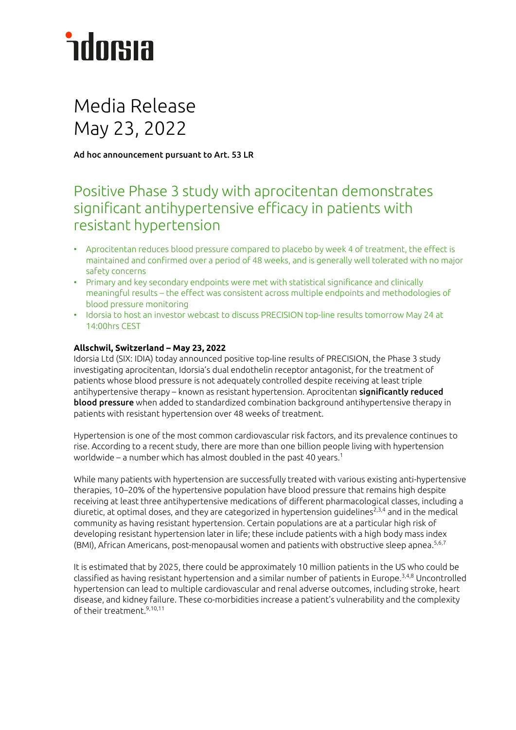# Media Release
May 23, 2022

**Ad hoc announcement pursuant to Art. 53 LR**

## Positive Phase 3 study with aprocitentan demonstrates significant antihypertensive efficacy in patients with resistant hypertension

- Aprocitentan reduces blood pressure compared to placebo by week 4 of treatment, the effect is maintained and confirmed over a period of 48 weeks, and is generally well tolerated with no major safety concerns
- Primary and key secondary endpoints were met with statistical significance and clinically meaningful results – the effect was consistent across multiple endpoints and methodologies of blood pressure monitoring
- Idorsia to host an investor webcast to discuss PRECISION top-line results tomorrow May 24 at 14:00hrs CEST

**Allschwil, Switzerland – May 23, 2022**
Idorsia Ltd (SIX: IDIA) today announced positive top-line results of PRECISION, the Phase 3 study investigating aprocitentan, Idorsia's dual endothelin receptor antagonist, for the treatment of patients whose blood pressure is not adequately controlled despite receiving at least triple antihypertensive therapy – known as resistant hypertension. Aprocitentan **significantly reduced blood pressure** when added to standardized combination background antihypertensive therapy in patients with resistant hypertension over 48 weeks of treatment.

Hypertension is one of the most common cardiovascular risk factors, and its prevalence continues to rise. According to a recent study, there are more than one billion people living with hypertension worldwide – a number which has almost doubled in the past 40 years.[1]

While many patients with hypertension are successfully treated with various existing anti-hypertensive therapies, 10–20% of the hypertensive population have blood pressure that remains high despite receiving at least three antihypertensive medications of different pharmacological classes, including a diuretic, at optimal doses, and they are categorized in hypertension guidelines[2,3,4] and in the medical community as having resistant hypertension. Certain populations are at a particular high risk of developing resistant hypertension later in life; these include patients with a high body mass index (BMI), African Americans, post-menopausal women and patients with obstructive sleep apnea.[5,6,7]

It is estimated that by 2025, there could be approximately 10 million patients in the US who could be classified as having resistant hypertension and a similar number of patients in Europe.[3,4,8] Uncontrolled hypertension can lead to multiple cardiovascular and renal adverse outcomes, including stroke, heart disease, and kidney failure. These co-morbidities increase a patient's vulnerability and the complexity of their treatment.[9,10,11]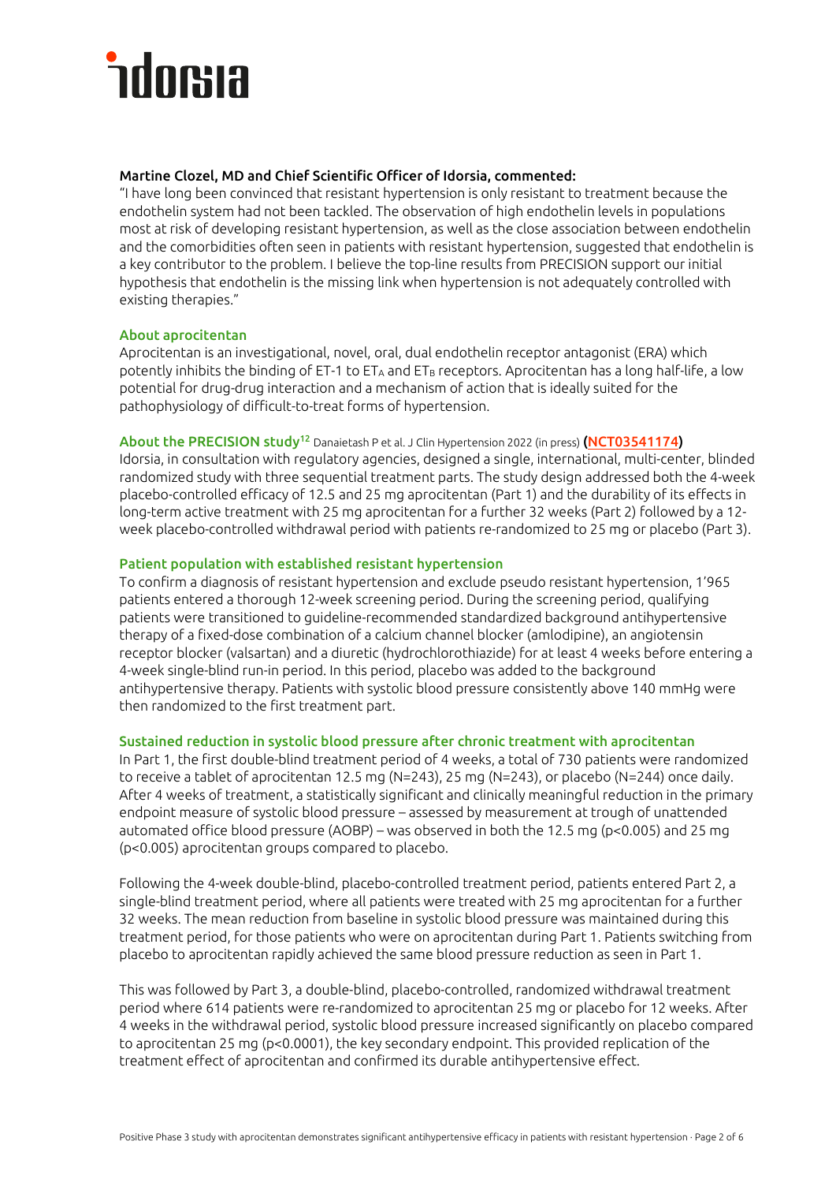**Martine Clozel, MD and Chief Scientific Officer of Idorsia, commented:**

"I have long been convinced that resistant hypertension is only resistant to treatment because the endothelin system had not been tackled. The observation of high endothelin levels in populations most at risk of developing resistant hypertension, as well as the close association between endothelin and the comorbidities often seen in patients with resistant hypertension, suggested that endothelin is a key contributor to the problem. I believe the top-line results from PRECISION support our initial hypothesis that endothelin is the missing link when hypertension is not adequately controlled with existing therapies."

### About aprocitentan

Aprocitentan is an investigational, novel, oral, dual endothelin receptor antagonist (ERA) which potently inhibits the binding of ET-1 to $ET_A$ and $ET_B$ receptors. Aprocitentan has a long half-life, a low potential for drug-drug interaction and a mechanism of action that is ideally suited for the pathophysiology of difficult-to-treat forms of hypertension.

### About the PRECISION study[12] Danaietash P et al. J Clin Hypertension 2022 (in press) **(NCT03541174)**

Idorsia, in consultation with regulatory agencies, designed a single, international, multi-center, blinded randomized study with three sequential treatment parts. The study design addressed both the 4-week placebo-controlled efficacy of 12.5 and 25 mg aprocitentan (Part 1) and the durability of its effects in long-term active treatment with 25 mg aprocitentan for a further 32 weeks (Part 2) followed by a 12-week placebo-controlled withdrawal period with patients re-randomized to 25 mg or placebo (Part 3).

### Patient population with established resistant hypertension

To confirm a diagnosis of resistant hypertension and exclude pseudo resistant hypertension, 1'965 patients entered a thorough 12-week screening period. During the screening period, qualifying patients were transitioned to guideline-recommended standardized background antihypertensive therapy of a fixed-dose combination of a calcium channel blocker (amlodipine), an angiotensin receptor blocker (valsartan) and a diuretic (hydrochlorothiazide) for at least 4 weeks before entering a 4-week single-blind run-in period. In this period, placebo was added to the background antihypertensive therapy. Patients with systolic blood pressure consistently above 140 mmHg were then randomized to the first treatment part.

### Sustained reduction in systolic blood pressure after chronic treatment with aprocitentan

In Part 1, the first double-blind treatment period of 4 weeks, a total of 730 patients were randomized to receive a tablet of aprocitentan 12.5 mg (N=243), 25 mg (N=243), or placebo (N=244) once daily. After 4 weeks of treatment, a statistically significant and clinically meaningful reduction in the primary endpoint measure of systolic blood pressure – assessed by measurement at trough of unattended automated office blood pressure (AOBP) – was observed in both the 12.5 mg ($p<0.005$) and 25 mg ($p<0.005$) aprocitentan groups compared to placebo.

Following the 4-week double-blind, placebo-controlled treatment period, patients entered Part 2, a single-blind treatment period, where all patients were treated with 25 mg aprocitentan for a further 32 weeks. The mean reduction from baseline in systolic blood pressure was maintained during this treatment period, for those patients who were on aprocitentan during Part 1. Patients switching from placebo to aprocitentan rapidly achieved the same blood pressure reduction as seen in Part 1.

This was followed by Part 3, a double-blind, placebo-controlled, randomized withdrawal treatment period where 614 patients were re-randomized to aprocitentan 25 mg or placebo for 12 weeks. After 4 weeks in the withdrawal period, systolic blood pressure increased significantly on placebo compared to aprocitentan 25 mg ($p<0.0001$), the key secondary endpoint. This provided replication of the treatment effect of aprocitentan and confirmed its durable antihypertensive effect.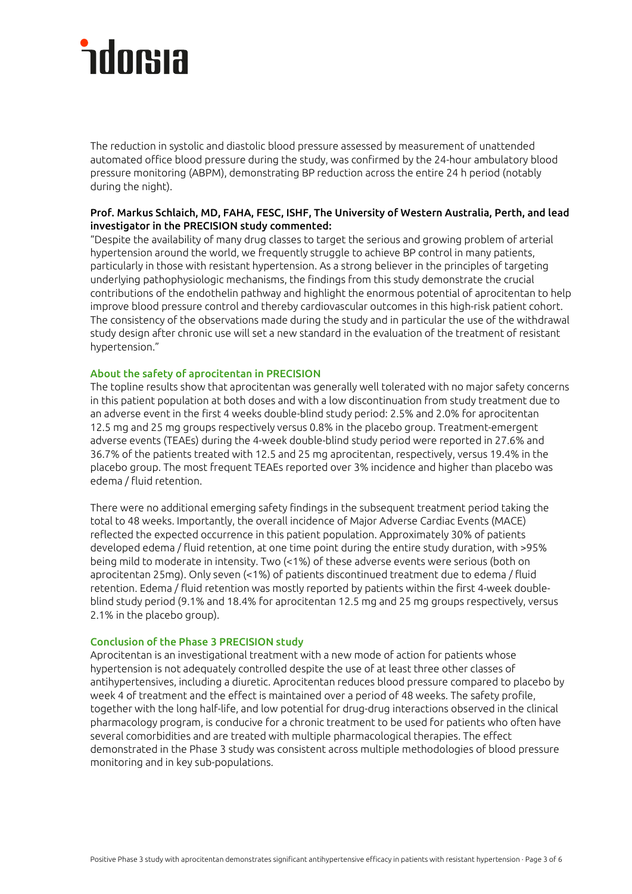The reduction in systolic and diastolic blood pressure assessed by measurement of unattended automated office blood pressure during the study, was confirmed by the 24-hour ambulatory blood pressure monitoring (ABPM), demonstrating BP reduction across the entire 24 h period (notably during the night).

**Prof. Markus Schlaich, MD, FAHA, FESC, ISHF, The University of Western Australia, Perth, and lead investigator in the PRECISION study commented:**

"Despite the availability of many drug classes to target the serious and growing problem of arterial hypertension around the world, we frequently struggle to achieve BP control in many patients, particularly in those with resistant hypertension. As a strong believer in the principles of targeting underlying pathophysiologic mechanisms, the findings from this study demonstrate the crucial contributions of the endothelin pathway and highlight the enormous potential of aprocitentan to help improve blood pressure control and thereby cardiovascular outcomes in this high-risk patient cohort. The consistency of the observations made during the study and in particular the use of the withdrawal study design after chronic use will set a new standard in the evaluation of the treatment of resistant hypertension."

## About the safety of aprocitentan in PRECISION

The topline results show that aprocitentan was generally well tolerated with no major safety concerns in this patient population at both doses and with a low discontinuation from study treatment due to an adverse event in the first 4 weeks double-blind study period: 2.5% and 2.0% for aprocitentan 12.5 mg and 25 mg groups respectively versus 0.8% in the placebo group. Treatment-emergent adverse events (TEAEs) during the 4-week double-blind study period were reported in 27.6% and 36.7% of the patients treated with 12.5 and 25 mg aprocitentan, respectively, versus 19.4% in the placebo group. The most frequent TEAEs reported over 3% incidence and higher than placebo was edema / fluid retention.

There were no additional emerging safety findings in the subsequent treatment period taking the total to 48 weeks. Importantly, the overall incidence of Major Adverse Cardiac Events (MACE) reflected the expected occurrence in this patient population. Approximately 30% of patients developed edema / fluid retention, at one time point during the entire study duration, with >95% being mild to moderate in intensity. Two (<1%) of these adverse events were serious (both on aprocitentan 25mg). Only seven (<1%) of patients discontinued treatment due to edema / fluid retention. Edema / fluid retention was mostly reported by patients within the first 4-week double-blind study period (9.1% and 18.4% for aprocitentan 12.5 mg and 25 mg groups respectively, versus 2.1% in the placebo group).

## Conclusion of the Phase 3 PRECISION study

Aprocitentan is an investigational treatment with a new mode of action for patients whose hypertension is not adequately controlled despite the use of at least three other classes of antihypertensives, including a diuretic. Aprocitentan reduces blood pressure compared to placebo by week 4 of treatment and the effect is maintained over a period of 48 weeks. The safety profile, together with the long half-life, and low potential for drug-drug interactions observed in the clinical pharmacology program, is conducive for a chronic treatment to be used for patients who often have several comorbidities and are treated with multiple pharmacological therapies. The effect demonstrated in the Phase 3 study was consistent across multiple methodologies of blood pressure monitoring and in key sub-populations.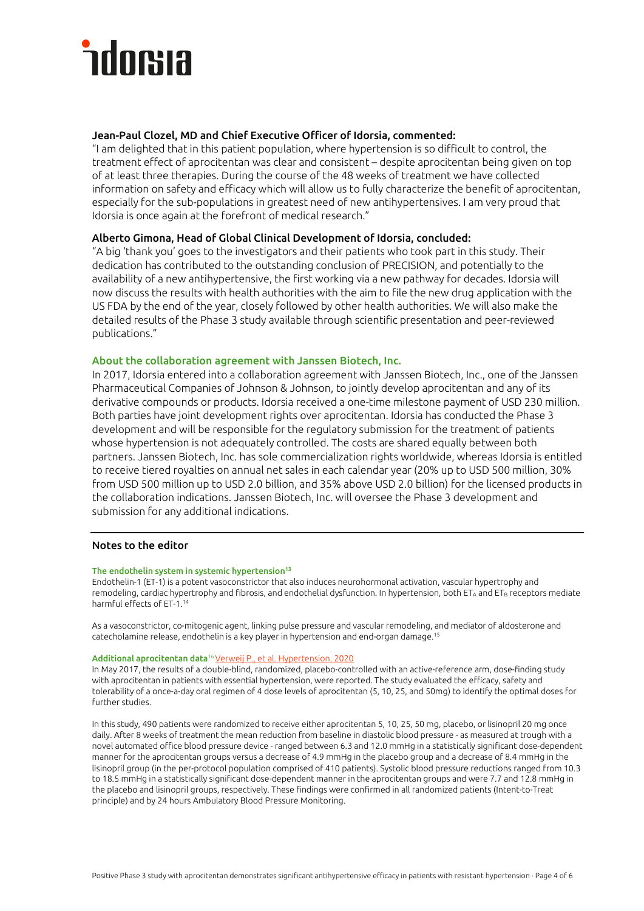**Jean-Paul Clozel, MD and Chief Executive Officer of Idorsia, commented:**
"I am delighted that in this patient population, where hypertension is so difficult to control, the treatment effect of aprocitentan was clear and consistent – despite aprocitentan being given on top of at least three therapies. During the course of the 48 weeks of treatment we have collected information on safety and efficacy which will allow us to fully characterize the benefit of aprocitentan, especially for the sub-populations in greatest need of new antihypertensives. I am very proud that Idorsia is once again at the forefront of medical research."

**Alberto Gimona, Head of Global Clinical Development of Idorsia, concluded:**
"A big 'thank you' goes to the investigators and their patients who took part in this study. Their dedication has contributed to the outstanding conclusion of PRECISION, and potentially to the availability of a new antihypertensive, the first working via a new pathway for decades. Idorsia will now discuss the results with health authorities with the aim to file the new drug application with the US FDA by the end of the year, closely followed by other health authorities. We will also make the detailed results of the Phase 3 study available through scientific presentation and peer-reviewed publications."

## About the collaboration agreement with Janssen Biotech, Inc.

In 2017, Idorsia entered into a collaboration agreement with Janssen Biotech, Inc., one of the Janssen Pharmaceutical Companies of Johnson & Johnson, to jointly develop aprocitentan and any of its derivative compounds or products. Idorsia received a one-time milestone payment of USD 230 million. Both parties have joint development rights over aprocitentan. Idorsia has conducted the Phase 3 development and will be responsible for the regulatory submission for the treatment of patients whose hypertension is not adequately controlled. The costs are shared equally between both partners. Janssen Biotech, Inc. has sole commercialization rights worldwide, whereas Idorsia is entitled to receive tiered royalties on annual net sales in each calendar year (20% up to USD 500 million, 30% from USD 500 million up to USD 2.0 billion, and 35% above USD 2.0 billion) for the licensed products in the collaboration indications. Janssen Biotech, Inc. will oversee the Phase 3 development and submission for any additional indications.

## Notes to the editor

### The endothelin system in systemic hypertension[13]

Endothelin-1 (ET-1) is a potent vasoconstrictor that also induces neurohormonal activation, vascular hypertrophy and remodeling, cardiac hypertrophy and fibrosis, and endothelial dysfunction. In hypertension, both $ET_A$ and $ET_B$ receptors mediate harmful effects of ET-1.[14]

As a vasoconstrictor, co-mitogenic agent, linking pulse pressure and vascular remodeling, and mediator of aldosterone and catecholamine release, endothelin is a key player in hypertension and end-organ damage.[15]

### Additional aprocitentan data[16] Verweij P., et al. Hypertension. 2020

In May 2017, the results of a double-blind, randomized, placebo-controlled with an active-reference arm, dose-finding study with aprocitentan in patients with essential hypertension, were reported. The study evaluated the efficacy, safety and tolerability of a once-a-day oral regimen of 4 dose levels of aprocitentan (5, 10, 25, and 50mg) to identify the optimal doses for further studies.

In this study, 490 patients were randomized to receive either aprocitentan 5, 10, 25, 50 mg, placebo, or lisinopril 20 mg once daily. After 8 weeks of treatment the mean reduction from baseline in diastolic blood pressure - as measured at trough with a novel automated office blood pressure device - ranged between 6.3 and 12.0 mmHg in a statistically significant dose-dependent manner for the aprocitentan groups versus a decrease of 4.9 mmHg in the placebo group and a decrease of 8.4 mmHg in the lisinopril group (in the per-protocol population comprised of 410 patients). Systolic blood pressure reductions ranged from 10.3 to 18.5 mmHg in a statistically significant dose-dependent manner in the aprocitentan groups and were 7.7 and 12.8 mmHg in the placebo and lisinopril groups, respectively. These findings were confirmed in all randomized patients (Intent-to-Treat principle) and by 24 hours Ambulatory Blood Pressure Monitoring.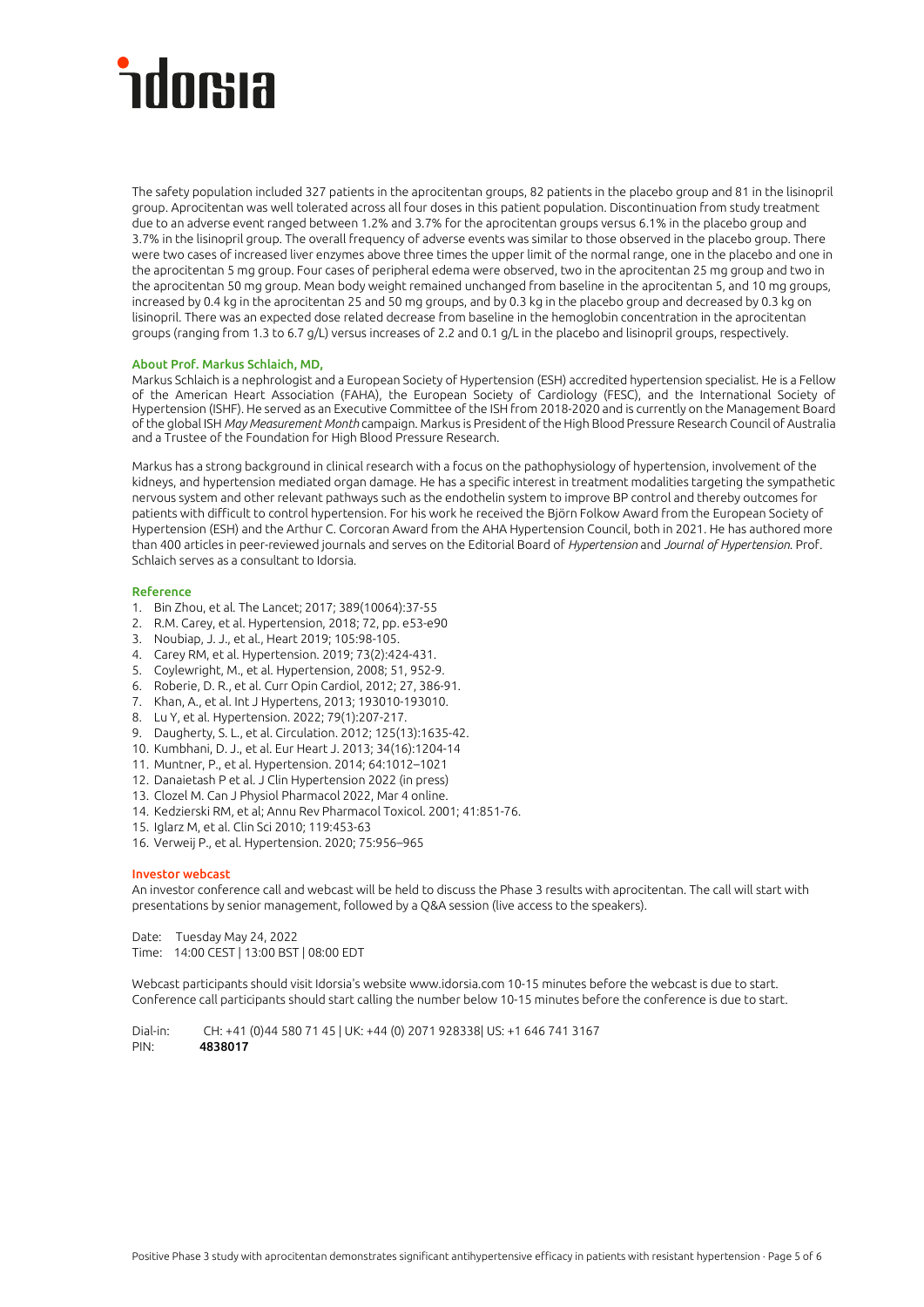The safety population included 327 patients in the aprocitentan groups, 82 patients in the placebo group and 81 in the lisinopril group. Aprocitentan was well tolerated across all four doses in this patient population. Discontinuation from study treatment due to an adverse event ranged between 1.2% and 3.7% for the aprocitentan groups versus 6.1% in the placebo group and 3.7% in the lisinopril group. The overall frequency of adverse events was similar to those observed in the placebo group. There were two cases of increased liver enzymes above three times the upper limit of the normal range, one in the placebo and one in the aprocitentan 5 mg group. Four cases of peripheral edema were observed, two in the aprocitentan 25 mg group and two in the aprocitentan 50 mg group. Mean body weight remained unchanged from baseline in the aprocitentan 5, and 10 mg groups, increased by 0.4 kg in the aprocitentan 25 and 50 mg groups, and by 0.3 kg in the placebo group and decreased by 0.3 kg on lisinopril. There was an expected dose related decrease from baseline in the hemoglobin concentration in the aprocitentan groups (ranging from 1.3 to 6.7 g/L) versus increases of 2.2 and 0.1 g/L in the placebo and lisinopril groups, respectively.

### About Prof. Markus Schlaich, MD,

Markus Schlaich is a nephrologist and a European Society of Hypertension (ESH) accredited hypertension specialist. He is a Fellow of the American Heart Association (FAHA), the European Society of Cardiology (FESC), and the International Society of Hypertension (ISHF). He served as an Executive Committee of the ISH from 2018-2020 and is currently on the Management Board of the global ISH *May Measurement Month* campaign. Markus is President of the High Blood Pressure Research Council of Australia and a Trustee of the Foundation for High Blood Pressure Research.

Markus has a strong background in clinical research with a focus on the pathophysiology of hypertension, involvement of the kidneys, and hypertension mediated organ damage. He has a specific interest in treatment modalities targeting the sympathetic nervous system and other relevant pathways such as the endothelin system to improve BP control and thereby outcomes for patients with difficult to control hypertension. For his work he received the Björn Folkow Award from the European Society of Hypertension (ESH) and the Arthur C. Corcoran Award from the AHA Hypertension Council, both in 2021. He has authored more than 400 articles in peer-reviewed journals and serves on the Editorial Board of *Hypertension* and *Journal of Hypertension*. Prof. Schlaich serves as a consultant to Idorsia.

### Reference

1. Bin Zhou, et al. The Lancet; 2017; 389(10064):37-55
2. R.M. Carey, et al. Hypertension, 2018; 72, pp. e53-e90
3. Noubiap, J. J., et al., Heart 2019; 105:98-105.
4. Carey RM, et al. Hypertension. 2019; 73(2):424-431.
5. Coylewright, M., et al. Hypertension, 2008; 51, 952-9.
6. Roberie, D. R., et al. Curr Opin Cardiol, 2012; 27, 386-91.
7. Khan, A., et al. Int J Hypertens, 2013; 193010-193010.
8. Lu Y, et al. Hypertension. 2022; 79(1):207-217.
9. Daugherty, S. L., et al. Circulation. 2012; 125(13):1635-42.
10. Kumbhani, D. J., et al. Eur Heart J. 2013; 34(16):1204-14
11. Muntner, P., et al. Hypertension. 2014; 64:1012–1021
12. Danaietash P et al. J Clin Hypertension 2022 (in press)
13. Clozel M. Can J Physiol Pharmacol 2022, Mar 4 online.
14. Kedzierski RM, et al; Annu Rev Pharmacol Toxicol. 2001; 41:851-76.
15. Iglarz M, et al. Clin Sci 2010; 119:453-63
16. Verweij P., et al. Hypertension. 2020; 75:956–965

### Investor webcast

An investor conference call and webcast will be held to discuss the Phase 3 results with aprocitentan. The call will start with presentations by senior management, followed by a Q&A session (live access to the speakers).

Date: Tuesday May 24, 2022
Time: 14:00 CEST | 13:00 BST | 08:00 EDT

Webcast participants should visit Idorsia's website www.idorsia.com 10-15 minutes before the webcast is due to start. Conference call participants should start calling the number below 10-15 minutes before the conference is due to start.

Dial-in: CH: +41 (0)44 580 71 45 | UK: +44 (0) 2071 928338| US: +1 646 741 3167
PIN: **4838017**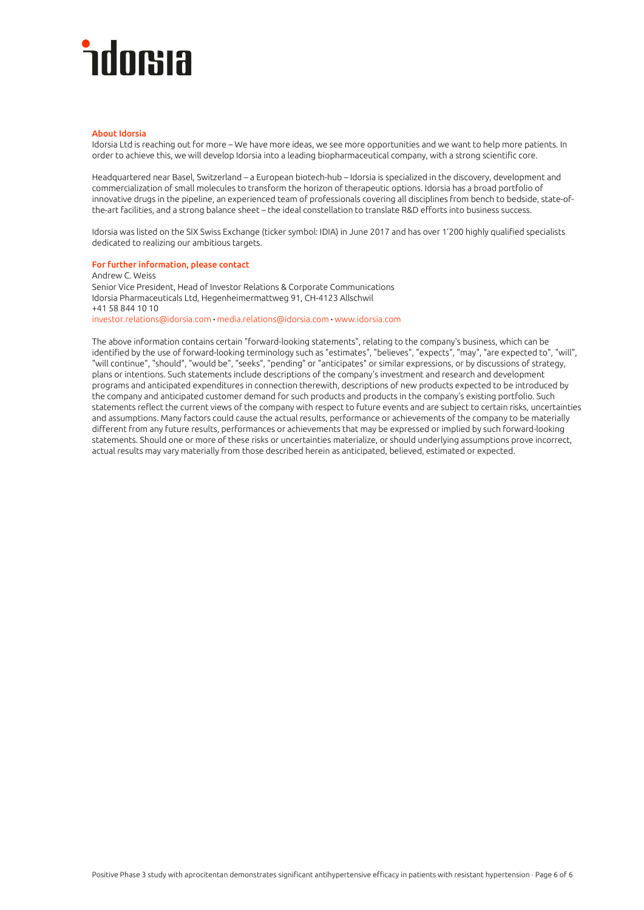## About Idorsia

Idorsia Ltd is reaching out for more – We have more ideas, we see more opportunities and we want to help more patients. In order to achieve this, we will develop Idorsia into a leading biopharmaceutical company, with a strong scientific core.

Headquartered near Basel, Switzerland – a European biotech-hub – Idorsia is specialized in the discovery, development and commercialization of small molecules to transform the horizon of therapeutic options. Idorsia has a broad portfolio of innovative drugs in the pipeline, an experienced team of professionals covering all disciplines from bench to bedside, state-of-the-art facilities, and a strong balance sheet – the ideal constellation to translate R&D efforts into business success.

Idorsia was listed on the SIX Swiss Exchange (ticker symbol: IDIA) in June 2017 and has over 1'200 highly qualified specialists dedicated to realizing our ambitious targets.

## For further information, please contact

Andrew C. Weiss
Senior Vice President, Head of Investor Relations & Corporate Communications
Idorsia Pharmaceuticals Ltd, Hegenheimermattweg 91, CH-4123 Allschwil
+41 58 844 10 10
investor.relations@idorsia.com · media.relations@idorsia.com · www.idorsia.com

The above information contains certain "forward-looking statements", relating to the company's business, which can be identified by the use of forward-looking terminology such as "estimates", "believes", "expects", "may", "are expected to", "will", "will continue", "should", "would be", "seeks", "pending" or "anticipates" or similar expressions, or by discussions of strategy, plans or intentions. Such statements include descriptions of the company's investment and research and development programs and anticipated expenditures in connection therewith, descriptions of new products expected to be introduced by the company and anticipated customer demand for such products and products in the company's existing portfolio. Such statements reflect the current views of the company with respect to future events and are subject to certain risks, uncertainties and assumptions. Many factors could cause the actual results, performance or achievements of the company to be materially different from any future results, performances or achievements that may be expressed or implied by such forward-looking statements. Should one or more of these risks or uncertainties materialize, or should underlying assumptions prove incorrect, actual results may vary materially from those described herein as anticipated, believed, estimated or expected.